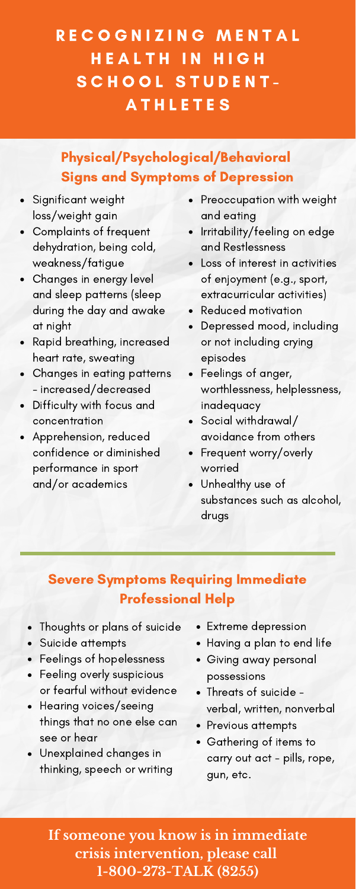# RECOGNIZING MENTAL HEALTH IN HIGH SCHOOL STUDENT-ATHLETES

## Physical/Psychological/Behavioral Signs and Symptoms of Depression

- Significant weight loss/weight gain
- Complaints of frequent dehydration, being cold, weakness/fatigue
- Changes in energy level and sleep patterns (sleep during the day and awake at night
- Rapid breathing, increased heart rate, sweating
- Changes in eating patterns - increased/decreased
- Difficulty with focus and concentration
- Apprehension, reduced confidence or diminished performance in sport and/or academics
- Preoccupation with weight and eating
- Irritability/feeling on edge and Restlessness
- Loss of interest in activities of enjoyment (e.g., sport, extracurricular activities)
- Reduced motivation
- Depressed mood, including or not including crying episodes
- Feelings of anger, worthlessness, helplessness, inadequacy
- Social withdrawal/ avoidance from others
- Frequent worry/overly worried
- Unhealthy use of substances such as alcohol, drugs

## Severe Symptoms Requiring Immediate Professional Help

- Thoughts or plans of suicide
- Suicide attempts
- Feelings of hopelessness
- Feeling overly suspicious or fearful without evidence
- Hearing voices/seeing things that no one else can see or hear
- Unexplained changes in thinking, speech or writing
- Extreme depression
- Having a plan to end life
- Giving away personal possessions
- Threats of suicide - verbal, written, nonverbal
- Previous attempts
- Gathering of items to carry out act - pills, rope, gun, etc.

**If someone you know is in immediate crisis intervention, please call 1-800-273-TALK (8255)**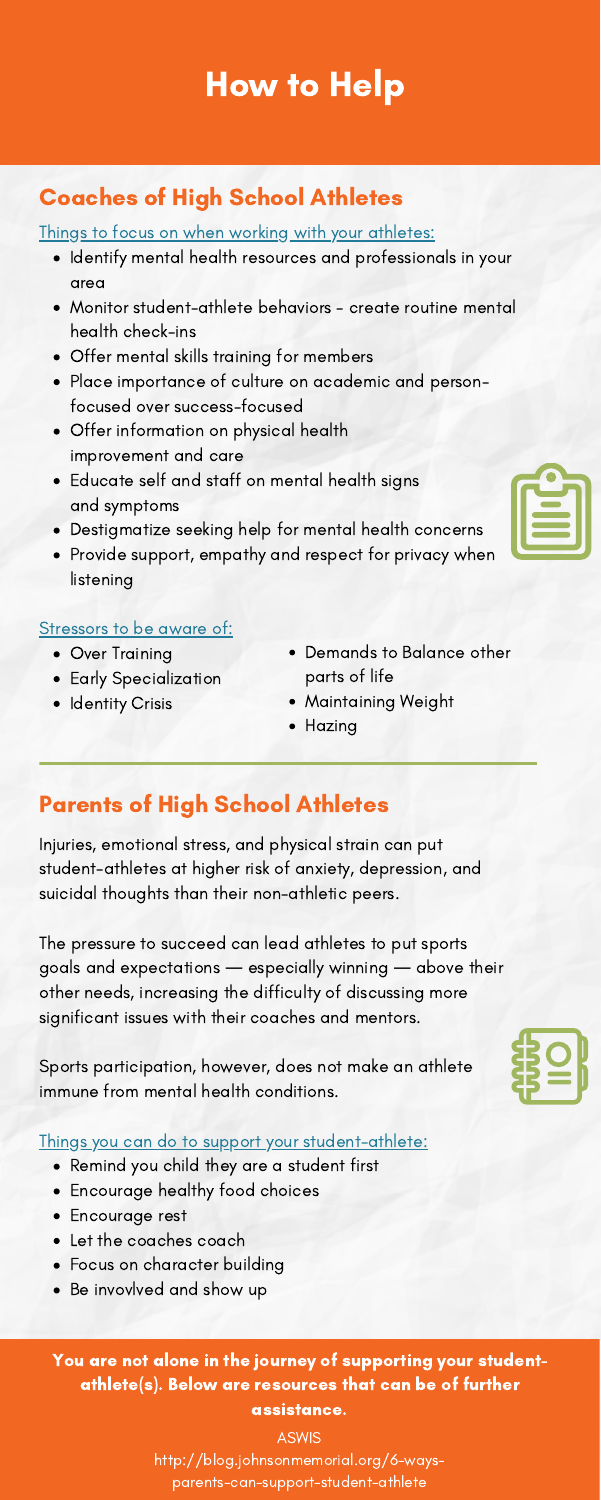# How to Help

## Coaches of High School Athletes

Things to focus on when working with your athletes:

- Identify mental health resources and professionals in your area
- Monitor student-athlete behaviors - create routine mental health check-ins
- Offer mental skills training for members
- Place importance of culture on academic and person-focused over success-focused
- Offer information on physical health improvement and care
- Educate self and staff on mental health signs and symptoms
- Destigmatize seeking help for mental health concerns
- Provide support, empathy and respect for privacy when listening

Stressors to be aware of:

- Over Training
- Early Specialization
- Identity Crisis
- Demands to Balance other parts of life
- Maintaining Weight
- Hazing

## Parents of High School Athletes

Injuries, emotional stress, and physical strain can put student-athletes at higher risk of anxiety, depression, and suicidal thoughts than their non-athletic peers.

The pressure to succeed can lead athletes to put sports goals and expectations — especially winning — above their other needs, increasing the difficulty of discussing more significant issues with their coaches and mentors.

Sports participation, however, does not make an athlete immune from mental health conditions.

Things you can do to support your student-athlete:

- Remind you child they are a student first
- Encourage healthy food choices
- Encourage rest
- Let the coaches coach
- Focus on character building
- Be invovlved and show up

**You are not alone in the journey of supporting your student-athlete(s). Below are resources that can be of further assistance.**

ASWIS

http://blog.johnsonmemorial.org/6-ways-parents-can-support-student-athlete